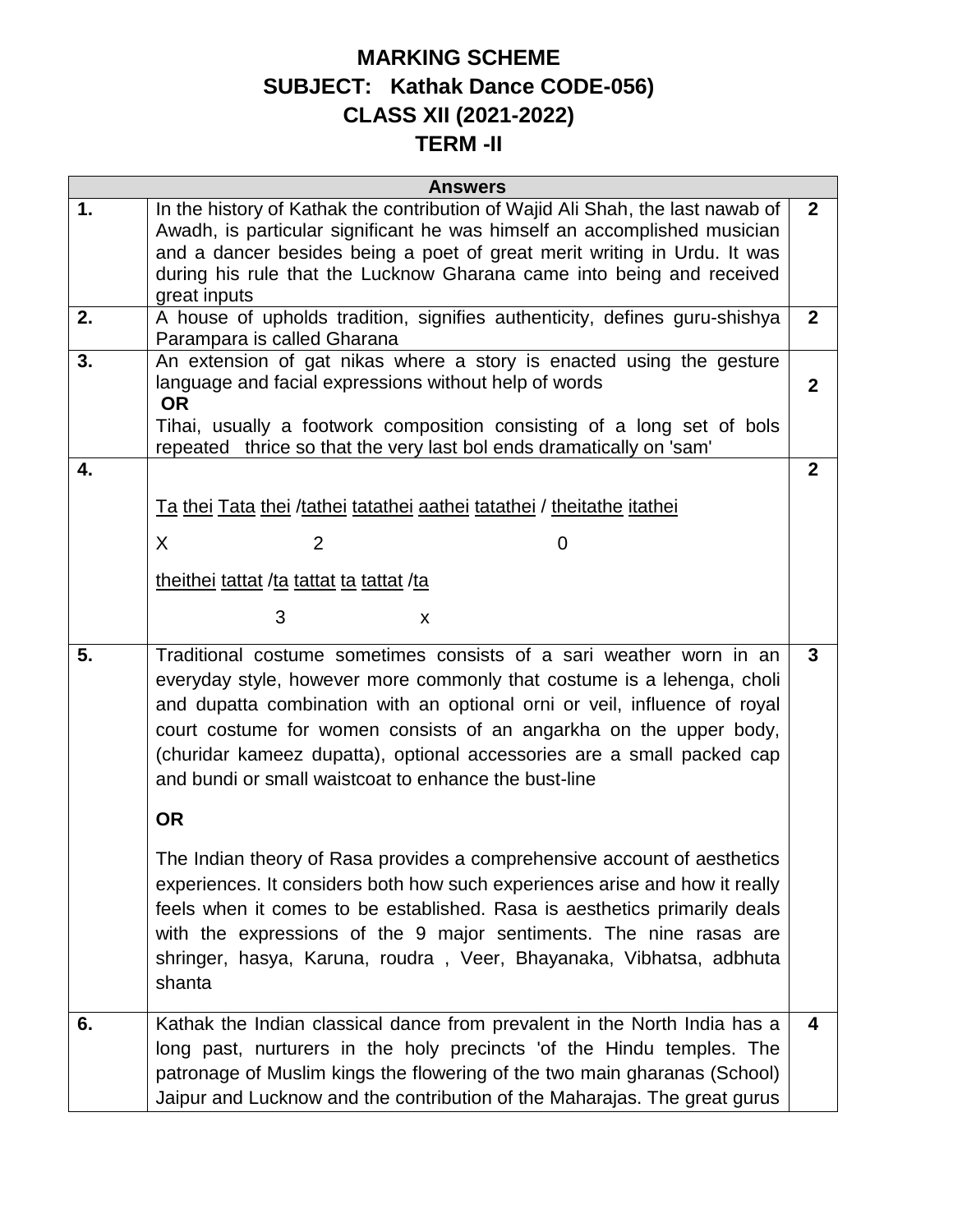# MARKING SCHEME
## SUBJECT: Kathak Dance CODE-056)
## CLASS XII (2021-2022)
## TERM -II

| Answers | | |
|---|---|---|
| **1.** | In the history of Kathak the contribution of Wajid Ali Shah, the last nawab of Awadh, is particular significant he was himself an accomplished musician and a dancer besides being a poet of great merit writing in Urdu. It was during his rule that the Lucknow Gharana came into being and received great inputs | **2** |
| **2.** | A house of upholds tradition, signifies authenticity, defines guru-shishya Parampara is called Gharana | **2** |
| **3.** | An extension of gat nikas where a story is enacted using the gesture language and facial expressions without help of words<br>**OR**<br>Tihai, usually a footwork composition consisting of a long set of bols repeated thrice so that the very last bol ends dramatically on 'sam' | **2** |
| **4.** | Ta thei Tata thei /tathei tatathei aathei tatathei / theitathe itathei<br>X 2 0<br>theithei tattat /ta tattat ta tattat /ta<br>3 x | **2** |
| **5.** | Traditional costume sometimes consists of a sari weather worn in an everyday style, however more commonly that costume is a lehenga, choli and dupatta combination with an optional orni or veil, influence of royal court costume for women consists of an angarkha on the upper body, (churidar kameez dupatta), optional accessories are a small packed cap and bundi or small waistcoat to enhance the bust-line<br>**OR**<br>The Indian theory of Rasa provides a comprehensive account of aesthetics experiences. It considers both how such experiences arise and how it really feels when it comes to be established. Rasa is aesthetics primarily deals with the expressions of the 9 major sentiments. The nine rasas are shringer, hasya, Karuna, roudra , Veer, Bhayanaka, Vibhatsa, adbhuta shanta | **3** |
| **6.** | Kathak the Indian classical dance from prevalent in the North India has a long past, nurturers in the holy precincts 'of the Hindu temples. The patronage of Muslim kings the flowering of the two main gharanas (School) Jaipur and Lucknow and the contribution of the Maharajas. The great gurus | **4** |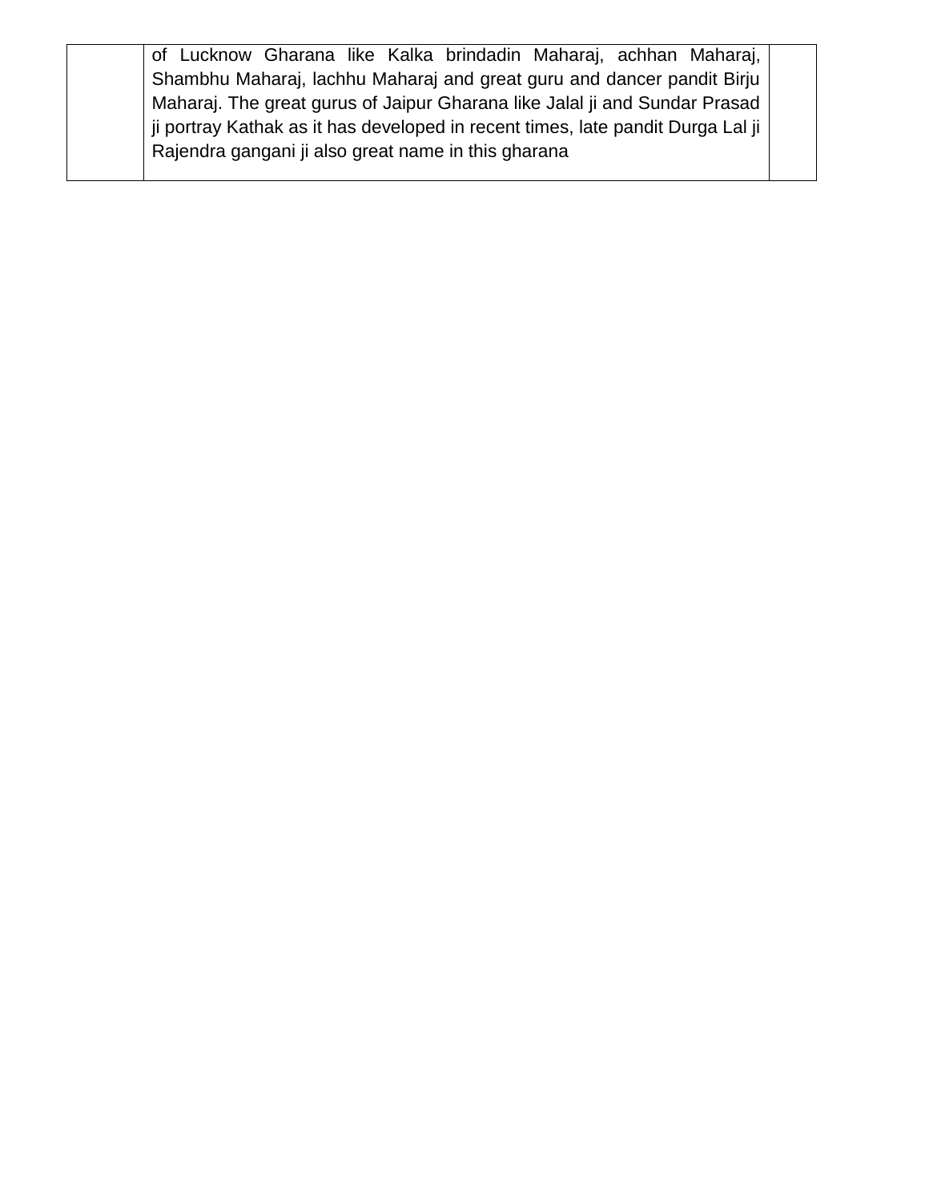| | | |
|---|---|---|
| | of Lucknow Gharana like Kalka brindadin Maharaj, achhan Maharaj, Shambhu Maharaj, lachhu Maharaj and great guru and dancer pandit Birju Maharaj. The great gurus of Jaipur Gharana like Jalal ji and Sundar Prasad ji portray Kathak as it has developed in recent times, late pandit Durga Lal ji Rajendra gangani ji also great name in this gharana | |